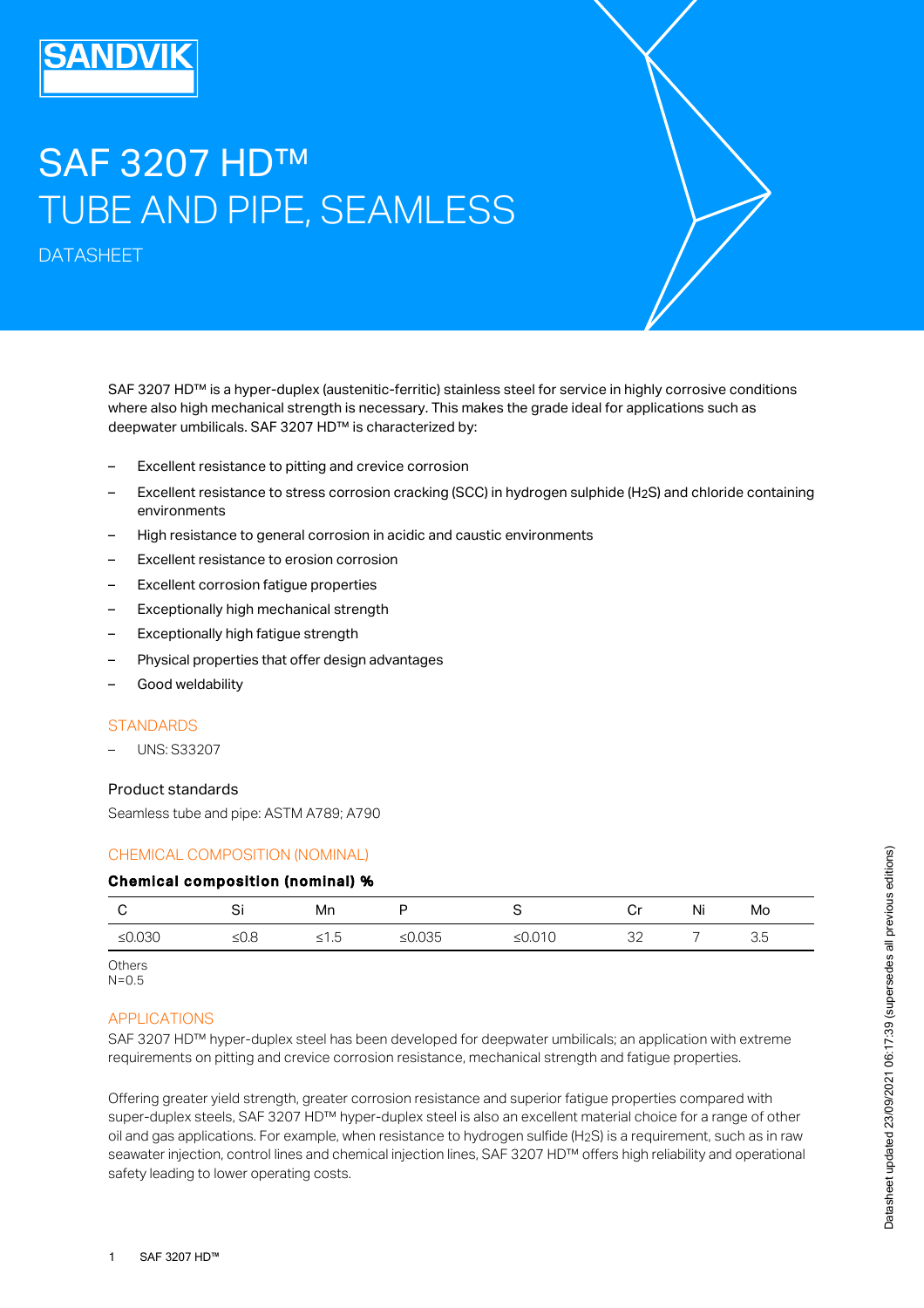# SAF 3207 HD™
# TUBE AND PIPE, SEAMLESS

DATASHEET

SAF 3207 HD™ is a hyper-duplex (austenitic-ferritic) stainless steel for service in highly corrosive conditions where also high mechanical strength is necessary. This makes the grade ideal for applications such as deepwater umbilicals. SAF 3207 HD™ is characterized by:

- Excellent resistance to pitting and crevice corrosion
- Excellent resistance to stress corrosion cracking (SCC) in hydrogen sulphide ($H_2S$) and chloride containing environments
- High resistance to general corrosion in acidic and caustic environments
- Excellent resistance to erosion corrosion
- Excellent corrosion fatigue properties
- Exceptionally high mechanical strength
- Exceptionally high fatigue strength
- Physical properties that offer design advantages
- Good weldability

## STANDARDS

- UNS: S33207

### Product standards

Seamless tube and pipe: ASTM A789; A790

## CHEMICAL COMPOSITION (NOMINAL)

**Chemical composition (nominal) %**

| C | Si | Mn | P | S | Cr | Ni | Mo |
|---|---|---|---|---|---|---|---|
| ≤0.030 | ≤0.8 | ≤1.5 | ≤0.035 | ≤0.010 | 32 | 7 | 3.5 |

Others
N=0.5

## APPLICATIONS

SAF 3207 HD™ hyper-duplex steel has been developed for deepwater umbilicals; an application with extreme requirements on pitting and crevice corrosion resistance, mechanical strength and fatigue properties.

Offering greater yield strength, greater corrosion resistance and superior fatigue properties compared with super-duplex steels, SAF 3207 HD™ hyper-duplex steel is also an excellent material choice for a range of other oil and gas applications. For example, when resistance to hydrogen sulfide ($H_2S$) is a requirement, such as in raw seawater injection, control lines and chemical injection lines, SAF 3207 HD™ offers high reliability and operational safety leading to lower operating costs.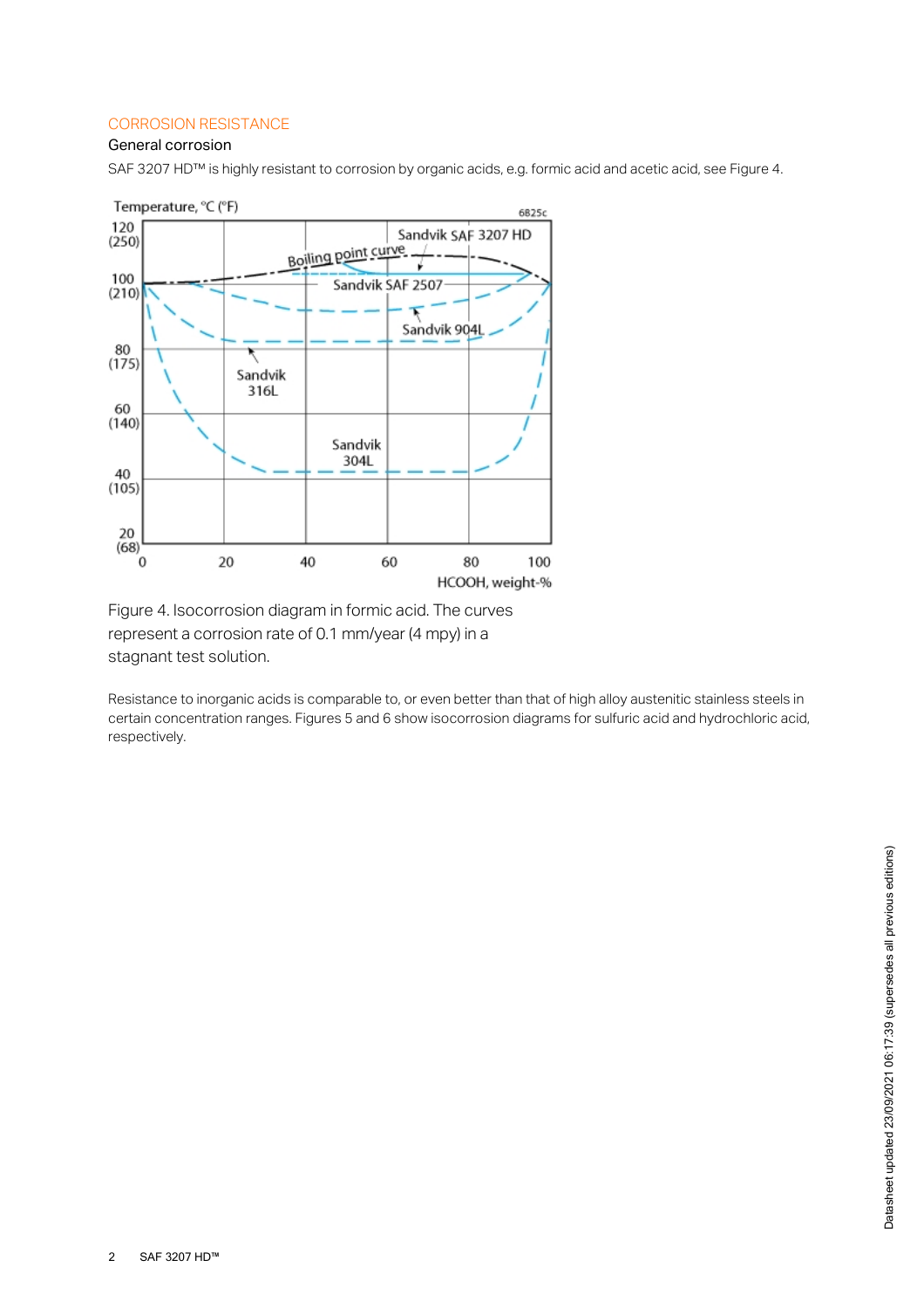## CORROSION RESISTANCE

### General corrosion

SAF 3207 HD™ is highly resistant to corrosion by organic acids, e.g. formic acid and acetic acid, see Figure 4.

Figure 4. Isocorrosion diagram in formic acid. The curves represent a corrosion rate of 0.1 mm/year (4 mpy) in a stagnant test solution.

Resistance to inorganic acids is comparable to, or even better than that of high alloy austenitic stainless steels in certain concentration ranges. Figures 5 and 6 show isocorrosion diagrams for sulfuric acid and hydrochloric acid, respectively.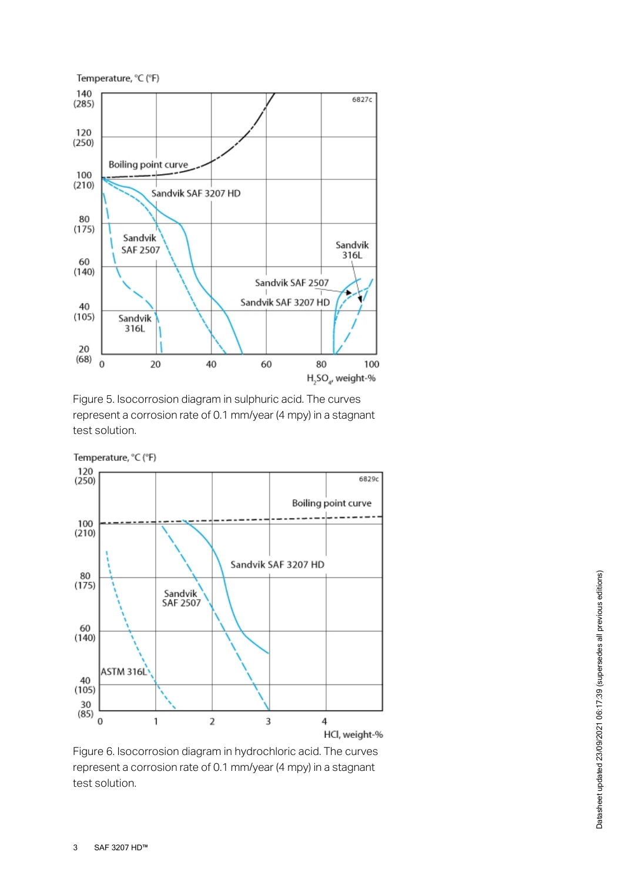Figure 5. Isocorrosion diagram in sulphuric acid. The curves represent a corrosion rate of 0.1 mm/year (4 mpy) in a stagnant test solution.

Figure 6. Isocorrosion diagram in hydrochloric acid. The curves represent a corrosion rate of 0.1 mm/year (4 mpy) in a stagnant test solution.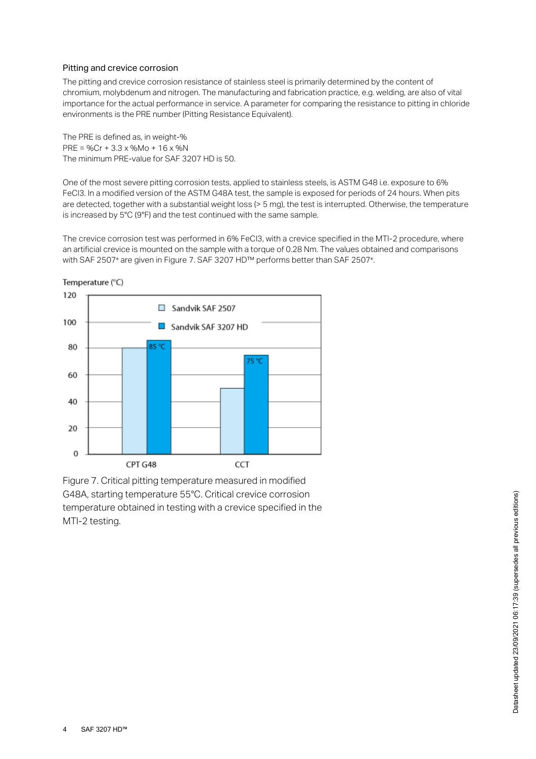## Pitting and crevice corrosion

The pitting and crevice corrosion resistance of stainless steel is primarily determined by the content of chromium, molybdenum and nitrogen. The manufacturing and fabrication practice, e.g. welding, are also of vital importance for the actual performance in service. A parameter for comparing the resistance to pitting in chloride environments is the PRE number (Pitting Resistance Equivalent).

The PRE is defined as, in weight-%
PRE = %Cr + 3.3 x %Mo + 16 x %N
The minimum PRE-value for SAF 3207 HD is 50.

One of the most severe pitting corrosion tests, applied to stainless steels, is ASTM G48 i.e. exposure to 6% $FeCl_3$. In a modified version of the ASTM G48A test, the sample is exposed for periods of 24 hours. When pits are detected, together with a substantial weight loss (> 5 mg), the test is interrupted. Otherwise, the temperature is increased by 5°C (9°F) and the test continued with the same sample.

The crevice corrosion test was performed in 6% $FeCl_3$, with a crevice specified in the MTI-2 procedure, where an artificial crevice is mounted on the sample with a torque of 0.28 Nm. The values obtained and comparisons with SAF 2507® are given in Figure 7. SAF 3207 HD™ performs better than SAF 2507®.

Temperature (°C)

| | Sandvik SAF 2507 | Sandvik SAF 3207 HD |
|---|---|---|
| CPT G48 | 80 | 85 °C |
| CCT | 50 | 75 °C |

Figure 7. Critical pitting temperature measured in modified G48A, starting temperature 55°C. Critical crevice corrosion temperature obtained in testing with a crevice specified in the MTI-2 testing.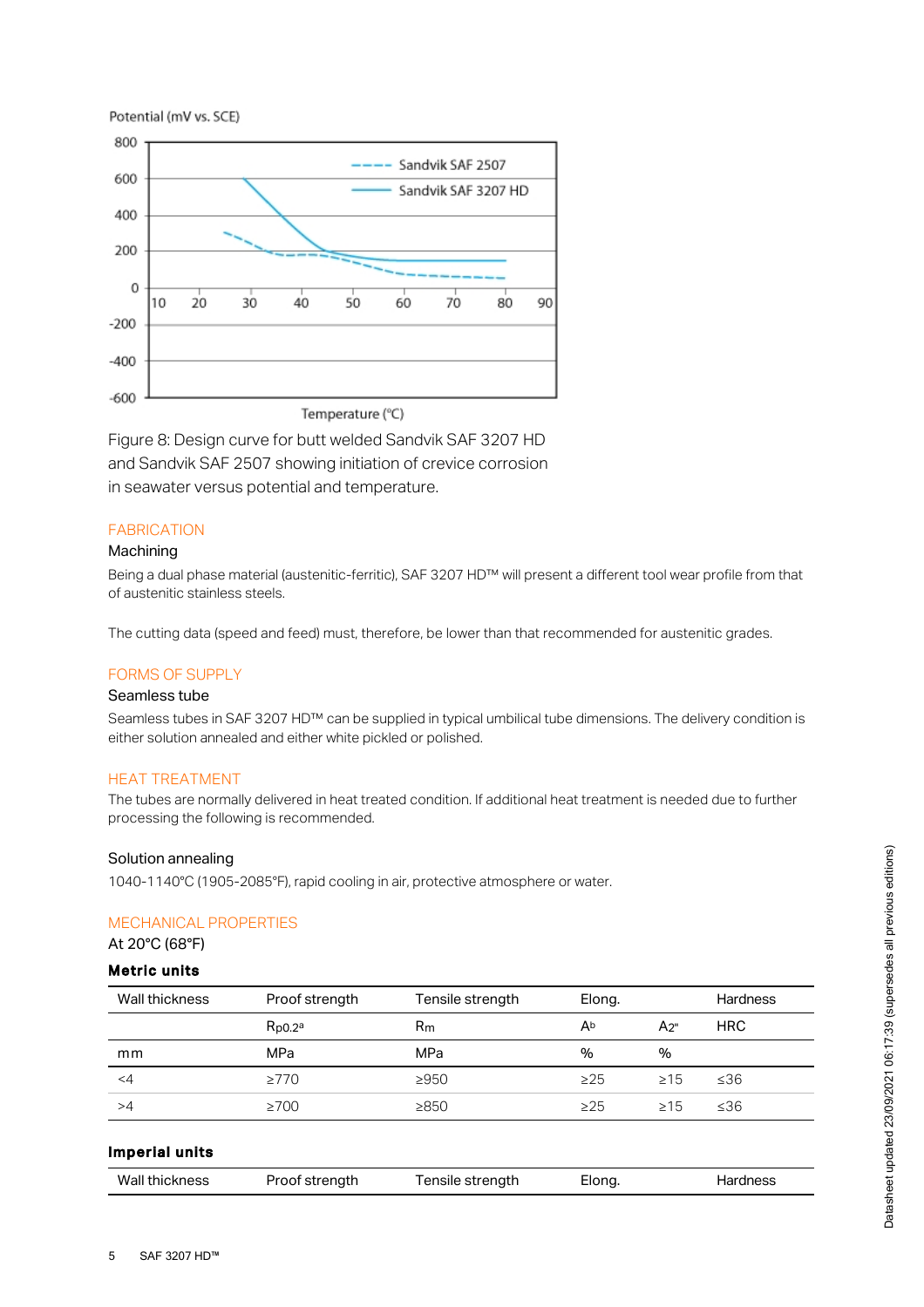Figure 8: Design curve for butt welded Sandvik SAF 3207 HD and Sandvik SAF 2507 showing initiation of crevice corrosion in seawater versus potential and temperature.

## FABRICATION

### Machining

Being a dual phase material (austenitic-ferritic), SAF 3207 HD™ will present a different tool wear profile from that of austenitic stainless steels.

The cutting data (speed and feed) must, therefore, be lower than that recommended for austenitic grades.

## FORMS OF SUPPLY

### Seamless tube

Seamless tubes in SAF 3207 HD™ can be supplied in typical umbilical tube dimensions. The delivery condition is either solution annealed and either white pickled or polished.

## HEAT TREATMENT

The tubes are normally delivered in heat treated condition. If additional heat treatment is needed due to further processing the following is recommended.

### Solution annealing

1040-1140°C (1905-2085°F), rapid cooling in air, protective atmosphere or water.

## MECHANICAL PROPERTIES

At 20°C (68°F)

**Metric units**

| Wall thickness | Proof strength | Tensile strength | Elong. | | Hardness |
|---|---|---|---|---|---|
| | $R_{p0.2}$[a] | $R_m$ | A[b] | $A_{2"}$ | HRC |
| mm | MPa | MPa | % | % | |
| <4 | ≥770 | ≥950 | ≥25 | ≥15 | ≤36 |
| >4 | ≥700 | ≥850 | ≥25 | ≥15 | ≤36 |

**Imperial units**

| Wall thickness | Proof strength | Tensile strength | Elong. | Hardness |
|---|---|---|---|---|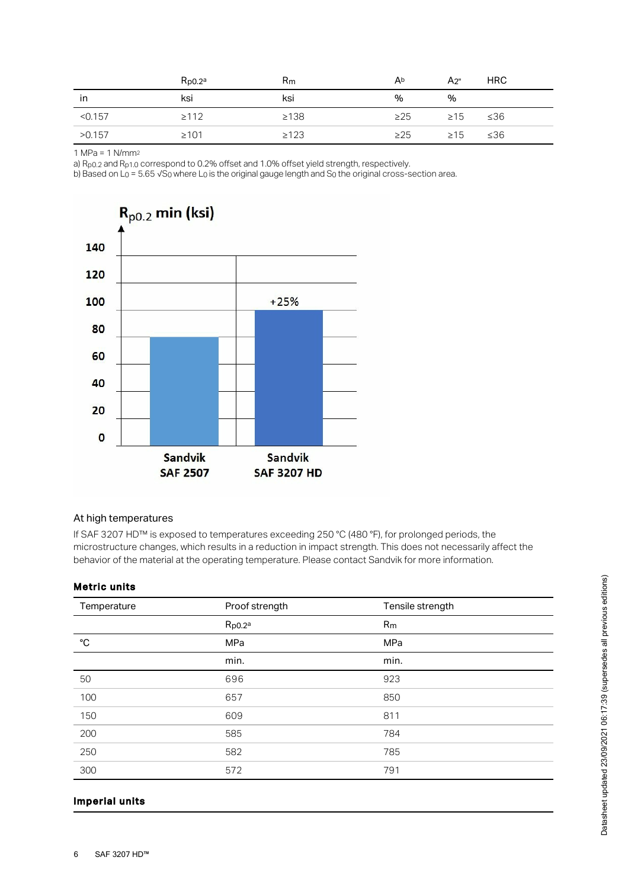| | $R_{p0.2}$[a] | $R_m$ | A[b] | A2" | HRC |
|---|---|---|---|---|---|
| in | ksi | ksi | % | % | |
| <0.157 | ≥112 | ≥138 | ≥25 | ≥15 | ≤36 |
| >0.157 | ≥101 | ≥123 | ≥25 | ≥15 | ≤36 |

1 MPa = 1 N/mm$^2$

a) $R_{p0.2}$ and $R_{p1.0}$ correspond to 0.2% offset and 1.0% offset yield strength, respectively.

b) Based on $L_0 = 5.65 \sqrt{S_0}$ where $L_0$ is the original gauge length and $S_0$ the original cross-section area.

$R_{p0.2}$ min (ksi)

140
120
100
80
60
40
20
0

+25%

Sandvik SAF 2507

Sandvik SAF 3207 HD

## At high temperatures

If SAF 3207 HD™ is exposed to temperatures exceeding 250 °C (480 °F), for prolonged periods, the microstructure changes, which results in a reduction in impact strength. This does not necessarily affect the behavior of the material at the operating temperature. Please contact Sandvik for more information.

### Metric units

| Temperature | Proof strength | Tensile strength |
|---|---|---|
| | $R_{p0.2}$[a] | $R_m$ |
| °C | MPa | MPa |
| | min. | min. |
| 50 | 696 | 923 |
| 100 | 657 | 850 |
| 150 | 609 | 811 |
| 200 | 585 | 784 |
| 250 | 582 | 785 |
| 300 | 572 | 791 |

### Imperial units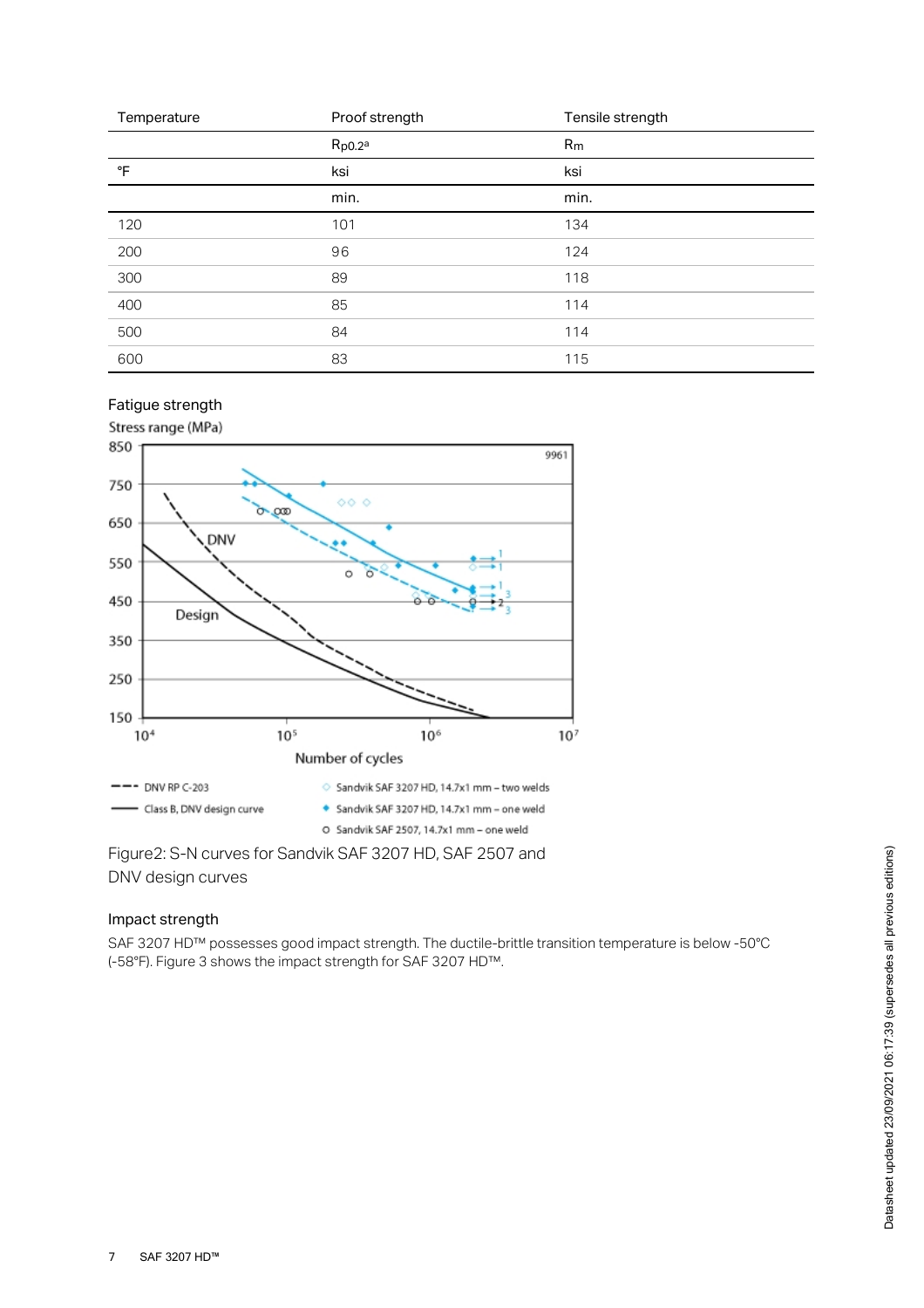| Temperature | Proof strength | Tensile strength |
|---|---|---|
| | $R_{p0.2}$[a] | $R_m$ |
| °F | ksi | ksi |
| | min. | min. |
| 120 | 101 | 134 |
| 200 | 96 | 124 |
| 300 | 89 | 118 |
| 400 | 85 | 114 |
| 500 | 84 | 114 |
| 600 | 83 | 115 |

### Fatigue strength

Figure2: S-N curves for Sandvik SAF 3207 HD, SAF 2507 and DNV design curves

### Impact strength

SAF 3207 HD™ possesses good impact strength. The ductile-brittle transition temperature is below -50°C (-58°F). Figure 3 shows the impact strength for SAF 3207 HD™.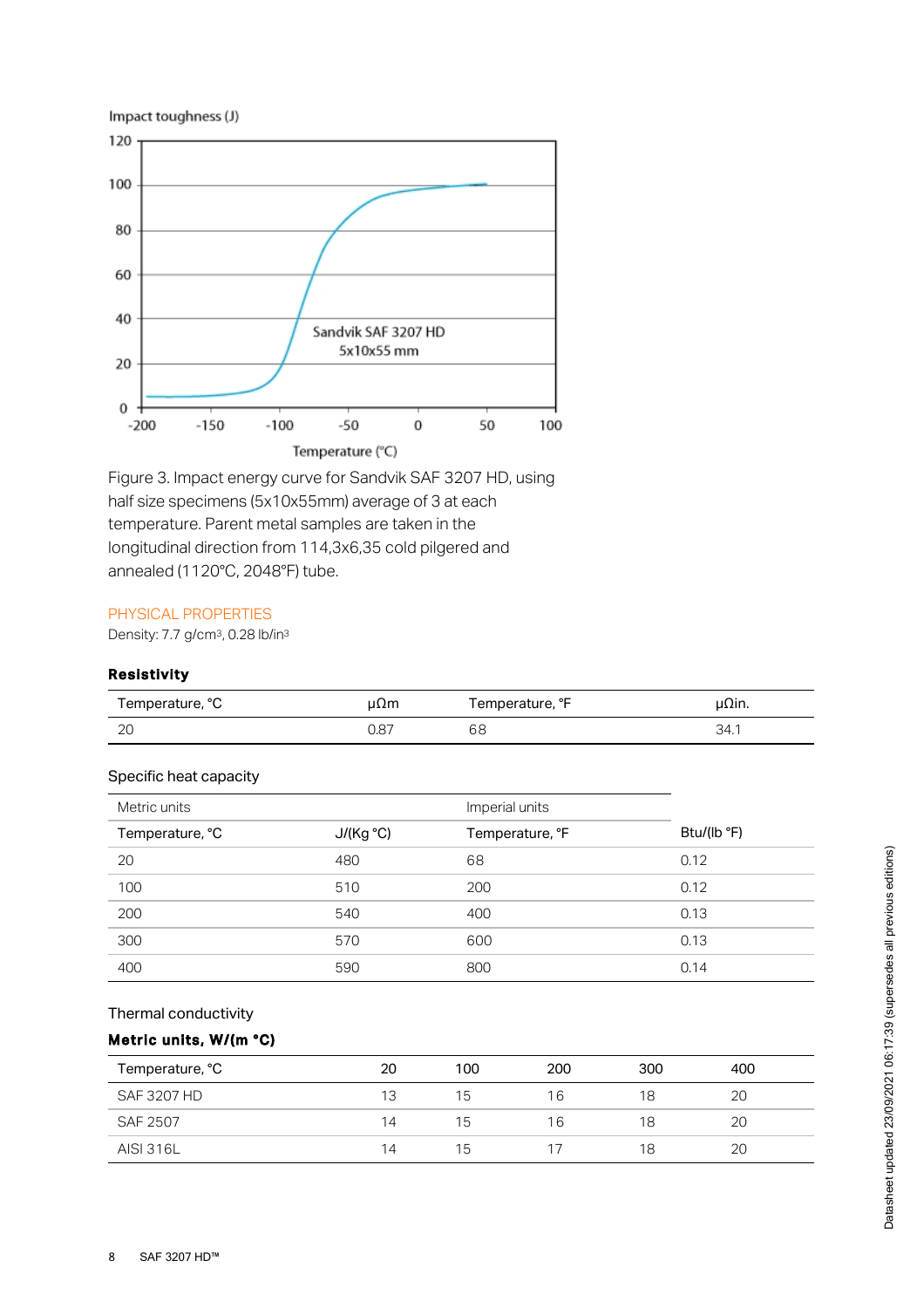Figure 3. Impact energy curve for Sandvik SAF 3207 HD, using half size specimens (5x10x55mm) average of 3 at each temperature. Parent metal samples are taken in the longitudinal direction from 114,3x6,35 cold pilgered and annealed (1120°C, 2048°F) tube.

## PHYSICAL PROPERTIES

Density: 7.7 g/cm$^3$, 0.28 lb/in$^3$

### Resistivity

| Temperature, °C | μΩm | Temperature, °F | μΩin. |
|---|---|---|---|
| 20 | 0.87 | 68 | 34.1 |

### Specific heat capacity

| Metric units | | Imperial units | |
|---|---|---|---|
| Temperature, °C | J/(Kg °C) | Temperature, °F | Btu/(lb °F) |
| 20 | 480 | 68 | 0.12 |
| 100 | 510 | 200 | 0.12 |
| 200 | 540 | 400 | 0.13 |
| 300 | 570 | 600 | 0.13 |
| 400 | 590 | 800 | 0.14 |

### Thermal conductivity

**Metric units, W/(m °C)**

| Temperature, °C | 20 | 100 | 200 | 300 | 400 |
|---|---|---|---|---|---|
| SAF 3207 HD | 13 | 15 | 16 | 18 | 20 |
| SAF 2507 | 14 | 15 | 16 | 18 | 20 |
| AISI 316L | 14 | 15 | 17 | 18 | 20 |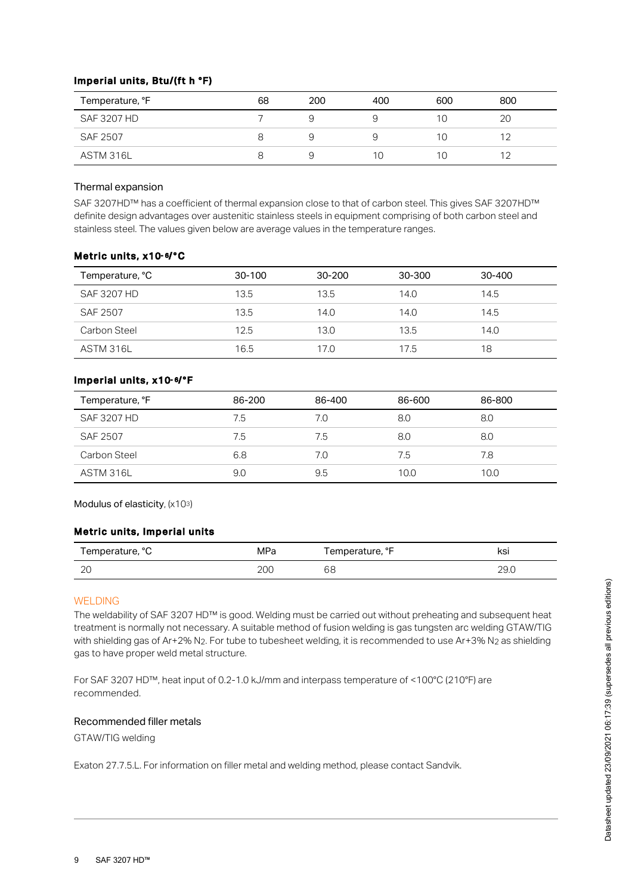#### Imperial units, Btu/(ft h °F)

| Temperature, °F | 68 | 200 | 400 | 600 | 800 |
|---|---|---|---|---|---|
| SAF 3207 HD | 7 | 9 | 9 | 10 | 20 |
| SAF 2507 | 8 | 9 | 9 | 10 | 12 |
| ASTM 316L | 8 | 9 | 10 | 10 | 12 |

### Thermal expansion

SAF 3207HD™ has a coefficient of thermal expansion close to that of carbon steel. This gives SAF 3207HD™ definite design advantages over austenitic stainless steels in equipment comprising of both carbon steel and stainless steel. The values given below are average values in the temperature ranges.

#### Metric units, x10$^{-6}$/°C

| Temperature, °C | 30-100 | 30-200 | 30-300 | 30-400 |
|---|---|---|---|---|
| SAF 3207 HD | 13.5 | 13.5 | 14.0 | 14.5 |
| SAF 2507 | 13.5 | 14.0 | 14.0 | 14.5 |
| Carbon Steel | 12.5 | 13.0 | 13.5 | 14.0 |
| ASTM 316L | 16.5 | 17.0 | 17.5 | 18 |

#### Imperial units, x10$^{-6}$/°F

| Temperature, °F | 86-200 | 86-400 | 86-600 | 86-800 |
|---|---|---|---|---|
| SAF 3207 HD | 7.5 | 7.0 | 8.0 | 8.0 |
| SAF 2507 | 7.5 | 7.5 | 8.0 | 8.0 |
| Carbon Steel | 6.8 | 7.0 | 7.5 | 7.8 |
| ASTM 316L | 9.0 | 9.5 | 10.0 | 10.0 |

Modulus of elasticity, (x10$^3$)

#### Metric units, Imperial units

| Temperature, °C | MPa | Temperature, °F | ksi |
|---|---|---|---|
| 20 | 200 | 68 | 29.0 |

## WELDING

The weldability of SAF 3207 HD™ is good. Welding must be carried out without preheating and subsequent heat treatment is normally not necessary. A suitable method of fusion welding is gas tungsten arc welding GTAW/TIG with shielding gas of Ar+2% $N_2$. For tube to tubesheet welding, it is recommended to use Ar+3% $N_2$ as shielding gas to have proper weld metal structure.

For SAF 3207 HD™, heat input of 0.2-1.0 kJ/mm and interpass temperature of <100°C (210°F) are recommended.

### Recommended filler metals

GTAW/TIG welding

Exaton 27.7.5.L. For information on filler metal and welding method, please contact Sandvik.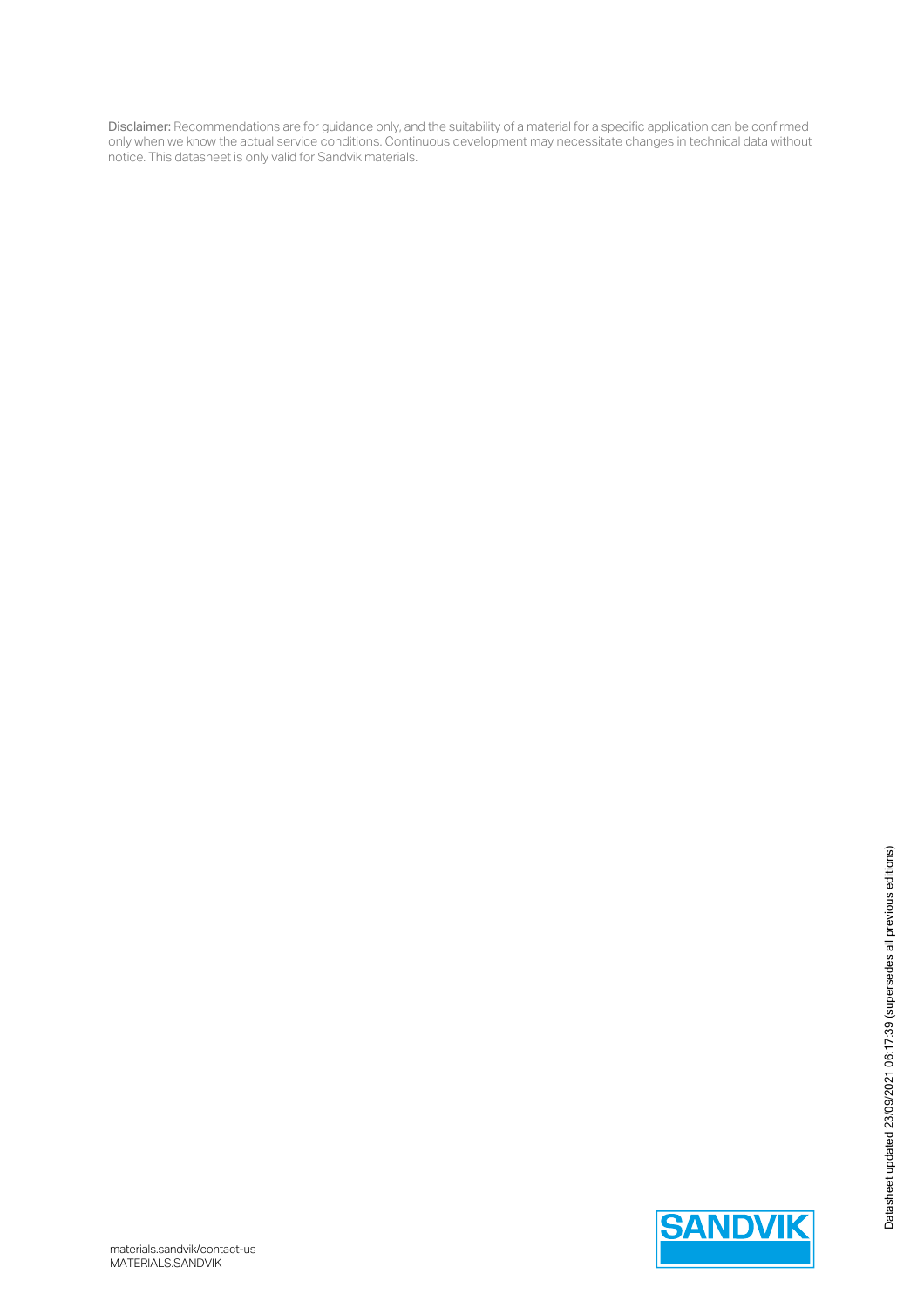**Disclaimer:** Recommendations are for guidance only, and the suitability of a material for a specific application can be confirmed only when we know the actual service conditions. Continuous development may necessitate changes in technical data without notice. This datasheet is only valid for Sandvik materials.

Datasheet updated 23/09/2021 06:17:39 (supersedes all previous editions)

materials.sandvik/contact-us
MATERIALS.SANDVIK